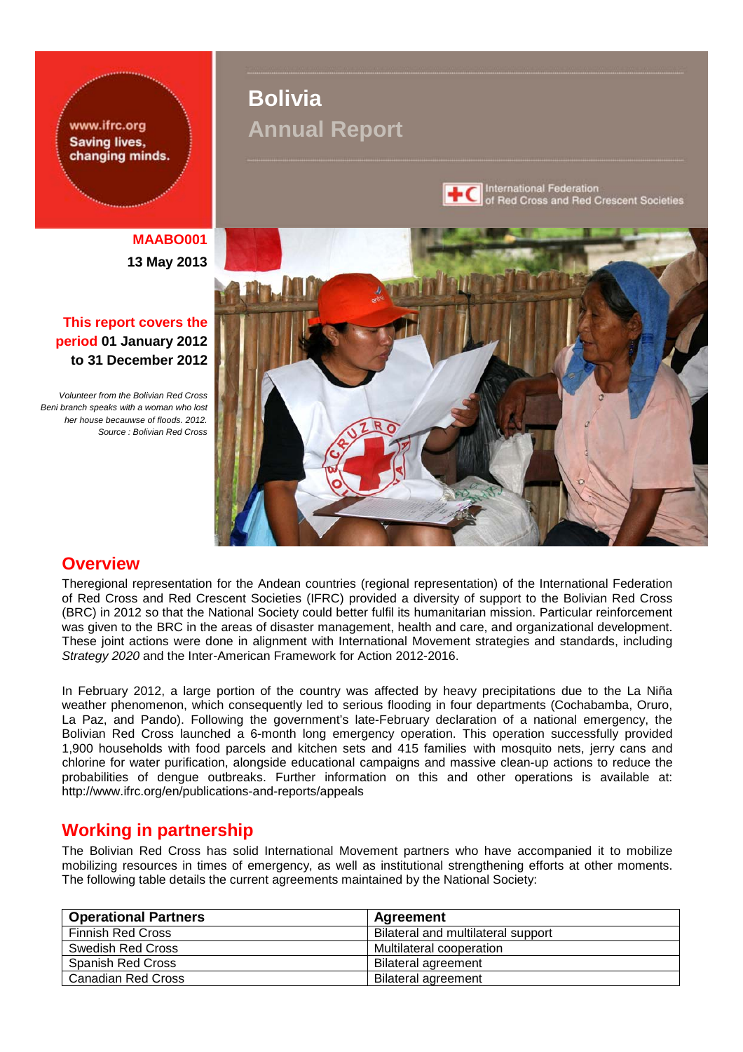www.ifrc.org
Saving lives, changing minds.

# Bolivia
## Annual Report

International Federation of Red Cross and Red Crescent Societies

**MAABO001**
**13 May 2013**

**This report covers the period 01 January 2012 to 31 December 2012**

*Volunteer from the Bolivian Red Cross Beni branch speaks with a woman who lost her house becauwse of floods. 2012. Source : Bolivian Red Cross*

## Overview

Theregional representation for the Andean countries (regional representation) of the International Federation of Red Cross and Red Crescent Societies (IFRC) provided a diversity of support to the Bolivian Red Cross (BRC) in 2012 so that the National Society could better fulfil its humanitarian mission. Particular reinforcement was given to the BRC in the areas of disaster management, health and care, and organizational development. These joint actions were done in alignment with International Movement strategies and standards, including *Strategy 2020* and the Inter-American Framework for Action 2012-2016.

In February 2012, a large portion of the country was affected by heavy precipitations due to the La Niña weather phenomenon, which consequently led to serious flooding in four departments (Cochabamba, Oruro, La Paz, and Pando). Following the government's late-February declaration of a national emergency, the Bolivian Red Cross launched a 6-month long emergency operation. This operation successfully provided 1,900 households with food parcels and kitchen sets and 415 families with mosquito nets, jerry cans and chlorine for water purification, alongside educational campaigns and massive clean-up actions to reduce the probabilities of dengue outbreaks. Further information on this and other operations is available at: http://www.ifrc.org/en/publications-and-reports/appeals

## Working in partnership

The Bolivian Red Cross has solid International Movement partners who have accompanied it to mobilize mobilizing resources in times of emergency, as well as institutional strengthening efforts at other moments. The following table details the current agreements maintained by the National Society:

| Operational Partners | Agreement |
|---|---|
| Finnish Red Cross | Bilateral and multilateral support |
| Swedish Red Cross | Multilateral cooperation |
| Spanish Red Cross | Bilateral agreement |
| Canadian Red Cross | Bilateral agreement |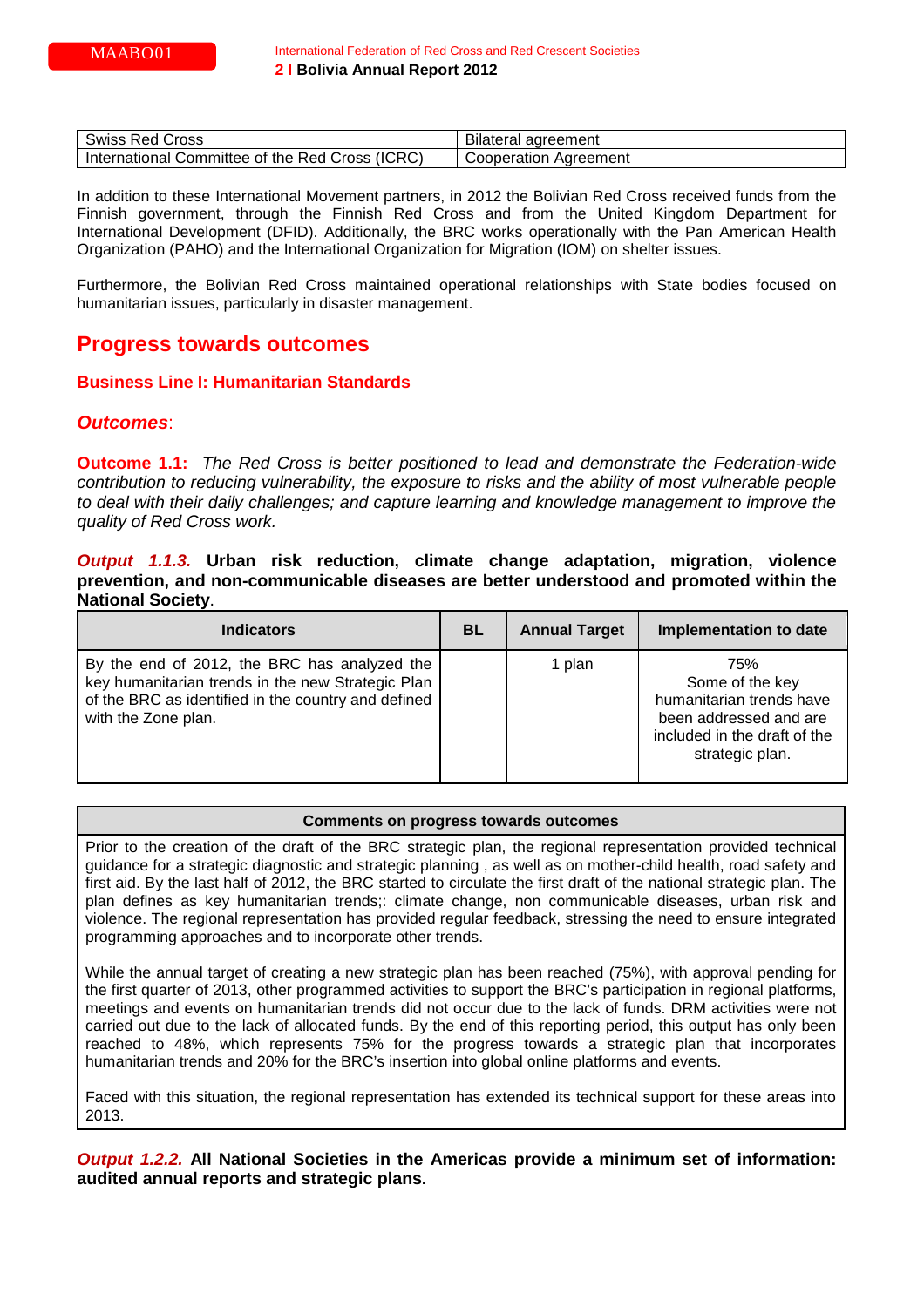| | |
|---|---|
| Swiss Red Cross | Bilateral agreement |
| International Committee of the Red Cross (ICRC) | Cooperation Agreement |

In addition to these International Movement partners, in 2012 the Bolivian Red Cross received funds from the Finnish government, through the Finnish Red Cross and from the United Kingdom Department for International Development (DFID). Additionally, the BRC works operationally with the Pan American Health Organization (PAHO) and the International Organization for Migration (IOM) on shelter issues.

Furthermore, the Bolivian Red Cross maintained operational relationships with State bodies focused on humanitarian issues, particularly in disaster management.

## Progress towards outcomes

### Business Line I: Humanitarian Standards

#### *Outcomes*:

**Outcome 1.1:** *The Red Cross is better positioned to lead and demonstrate the Federation-wide contribution to reducing vulnerability, the exposure to risks and the ability of most vulnerable people to deal with their daily challenges; and capture learning and knowledge management to improve the quality of Red Cross work.*

***Output 1.1.3.*** **Urban risk reduction, climate change adaptation, migration, violence prevention, and non-communicable diseases are better understood and promoted within the National Society**.

| Indicators | BL | Annual Target | Implementation to date |
|---|---|---|---|
| By the end of 2012, the BRC has analyzed the key humanitarian trends in the new Strategic Plan of the BRC as identified in the country and defined with the Zone plan. | | 1 plan | 75% Some of the key humanitarian trends have been addressed and are included in the draft of the strategic plan. |

| Comments on progress towards outcomes |
|---|
| Prior to the creation of the draft of the BRC strategic plan, the regional representation provided technical guidance for a strategic diagnostic and strategic planning , as well as on mother-child health, road safety and first aid. By the last half of 2012, the BRC started to circulate the first draft of the national strategic plan. The plan defines as key humanitarian trends;: climate change, non communicable diseases, urban risk and violence. The regional representation has provided regular feedback, stressing the need to ensure integrated programming approaches and to incorporate other trends.<br><br>While the annual target of creating a new strategic plan has been reached (75%), with approval pending for the first quarter of 2013, other programmed activities to support the BRC's participation in regional platforms, meetings and events on humanitarian trends did not occur due to the lack of funds. DRM activities were not carried out due to the lack of allocated funds. By the end of this reporting period, this output has only been reached to 48%, which represents 75% for the progress towards a strategic plan that incorporates humanitarian trends and 20% for the BRC's insertion into global online platforms and events.<br><br>Faced with this situation, the regional representation has extended its technical support for these areas into 2013. |

***Output 1.2.2.*** **All National Societies in the Americas provide a minimum set of information: audited annual reports and strategic plans.**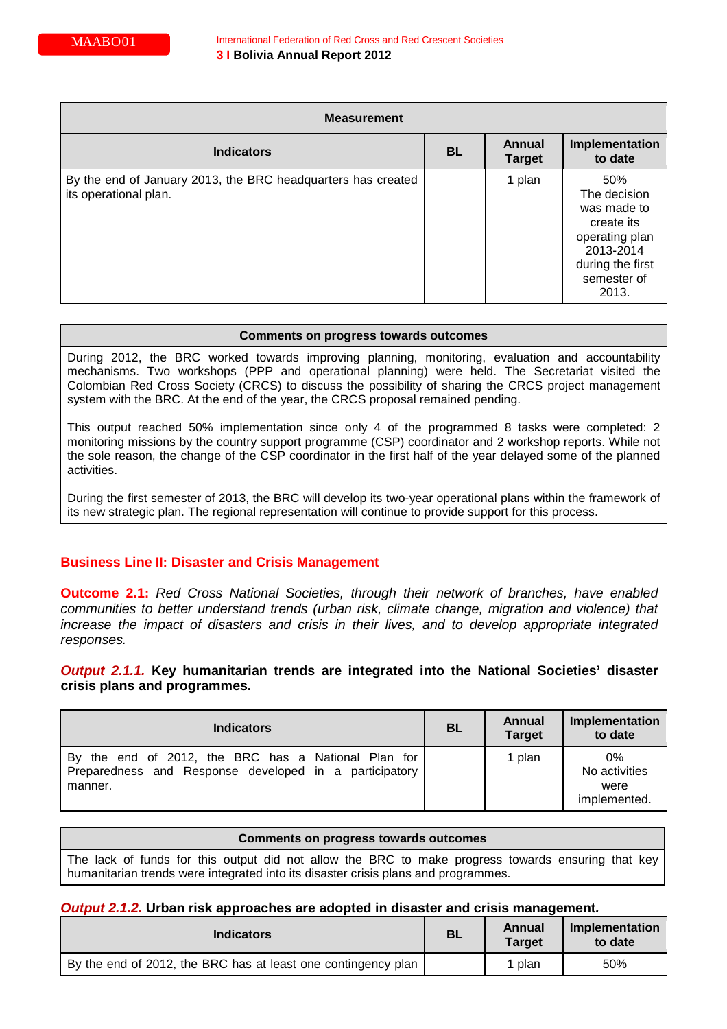| Measurement | | | |
|---|---|---|---|
| **Indicators** | **BL** | **Annual Target** | **Implementation to date** |
| By the end of January 2013, the BRC headquarters has created its operational plan. | | 1 plan | 50% The decision was made to create its operating plan 2013-2014 during the first semester of 2013. |

| Comments on progress towards outcomes |
|---|
| During 2012, the BRC worked towards improving planning, monitoring, evaluation and accountability mechanisms. Two workshops (PPP and operational planning) were held. The Secretariat visited the Colombian Red Cross Society (CRCS) to discuss the possibility of sharing the CRCS project management system with the BRC. At the end of the year, the CRCS proposal remained pending. <br><br> This output reached 50% implementation since only 4 of the programmed 8 tasks were completed: 2 monitoring missions by the country support programme (CSP) coordinator and 2 workshop reports. While not the sole reason, the change of the CSP coordinator in the first half of the year delayed some of the planned activities. <br><br> During the first semester of 2013, the BRC will develop its two-year operational plans within the framework of its new strategic plan. The regional representation will continue to provide support for this process. |

## Business Line II: Disaster and Crisis Management

**Outcome 2.1:** *Red Cross National Societies, through their network of branches, have enabled communities to better understand trends (urban risk, climate change, migration and violence) that increase the impact of disasters and crisis in their lives, and to develop appropriate integrated responses.*

***Output 2.1.1.*** **Key humanitarian trends are integrated into the National Societies' disaster crisis plans and programmes.**

| Indicators | BL | Annual Target | Implementation to date |
|---|---|---|---|
| By the end of 2012, the BRC has a National Plan for Preparedness and Response developed in a participatory manner. | | 1 plan | 0% No activities were implemented. |

| Comments on progress towards outcomes |
|---|
| The lack of funds for this output did not allow the BRC to make progress towards ensuring that key humanitarian trends were integrated into its disaster crisis plans and programmes. |

***Output 2.1.2.*** **Urban risk approaches are adopted in disaster and crisis management.**

| Indicators | BL | Annual Target | Implementation to date |
|---|---|---|---|
| By the end of 2012, the BRC has at least one contingency plan | | 1 plan | 50% |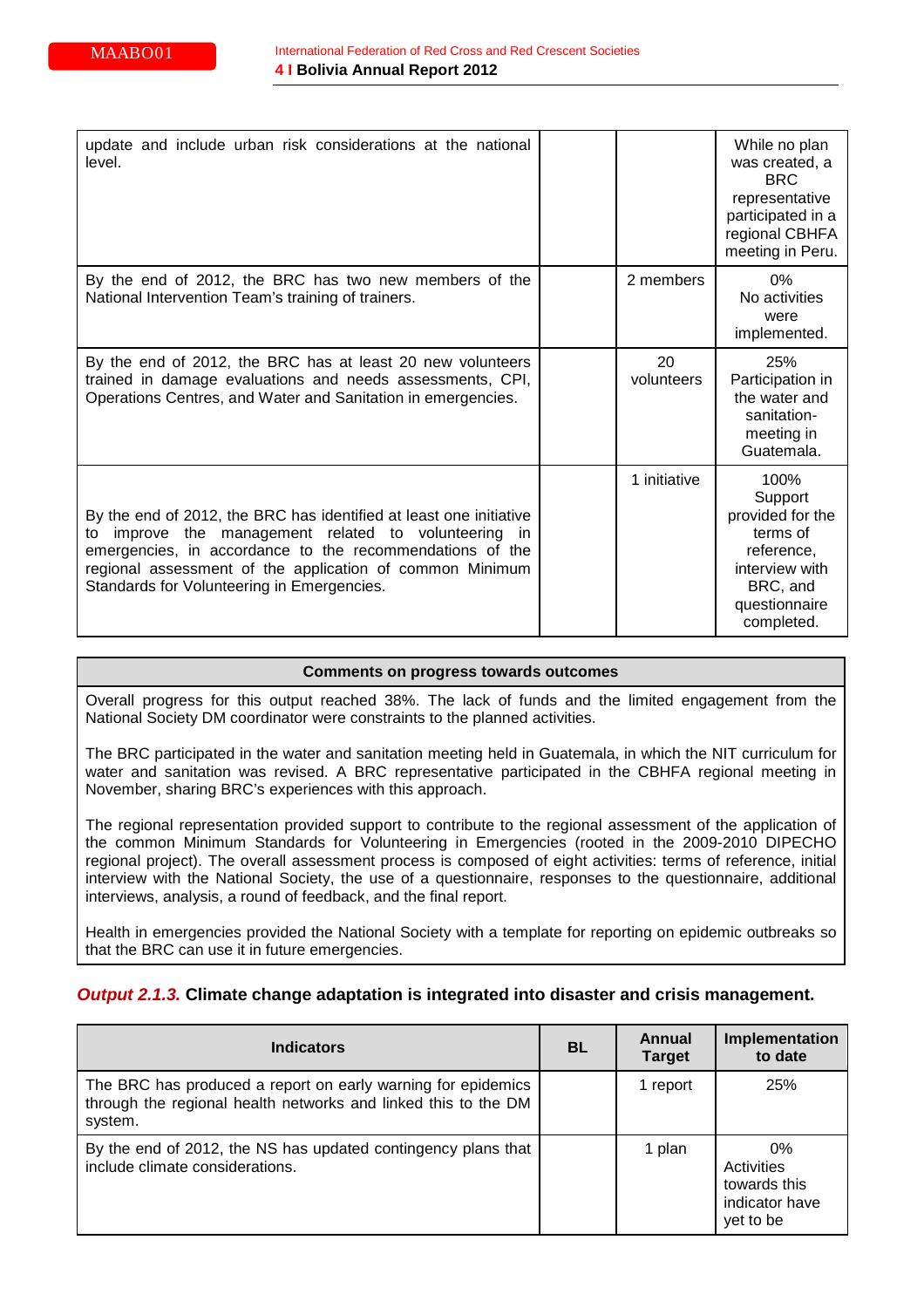| | | | |
|---|---|---|---|
| update and include urban risk considerations at the national level. | | | While no plan was created, a BRC representative participated in a regional CBHFA meeting in Peru. |
| By the end of 2012, the BRC has two new members of the National Intervention Team's training of trainers. | | 2 members | 0% No activities were implemented. |
| By the end of 2012, the BRC has at least 20 new volunteers trained in damage evaluations and needs assessments, CPI, Operations Centres, and Water and Sanitation in emergencies. | | 20 volunteers | 25% Participation in the water and sanitation-meeting in Guatemala. |
| By the end of 2012, the BRC has identified at least one initiative to improve the management related to volunteering in emergencies, in accordance to the recommendations of the regional assessment of the application of common Minimum Standards for Volunteering in Emergencies. | | 1 initiative | 100% Support provided for the terms of reference, interview with BRC, and questionnaire completed. |

**Comments on progress towards outcomes**

Overall progress for this output reached 38%. The lack of funds and the limited engagement from the National Society DM coordinator were constraints to the planned activities.

The BRC participated in the water and sanitation meeting held in Guatemala, in which the NIT curriculum for water and sanitation was revised. A BRC representative participated in the CBHFA regional meeting in November, sharing BRC's experiences with this approach.

The regional representation provided support to contribute to the regional assessment of the application of the common Minimum Standards for Volunteering in Emergencies (rooted in the 2009-2010 DIPECHO regional project). The overall assessment process is composed of eight activities: terms of reference, initial interview with the National Society, the use of a questionnaire, responses to the questionnaire, additional interviews, analysis, a round of feedback, and the final report.

Health in emergencies provided the National Society with a template for reporting on epidemic outbreaks so that the BRC can use it in future emergencies.

***Output 2.1.3.*** **Climate change adaptation is integrated into disaster and crisis management.**

| Indicators | BL | Annual Target | Implementation to date |
|---|---|---|---|
| The BRC has produced a report on early warning for epidemics through the regional health networks and linked this to the DM system. | | 1 report | 25% |
| By the end of 2012, the NS has updated contingency plans that include climate considerations. | | 1 plan | 0% Activities towards this indicator have yet to be |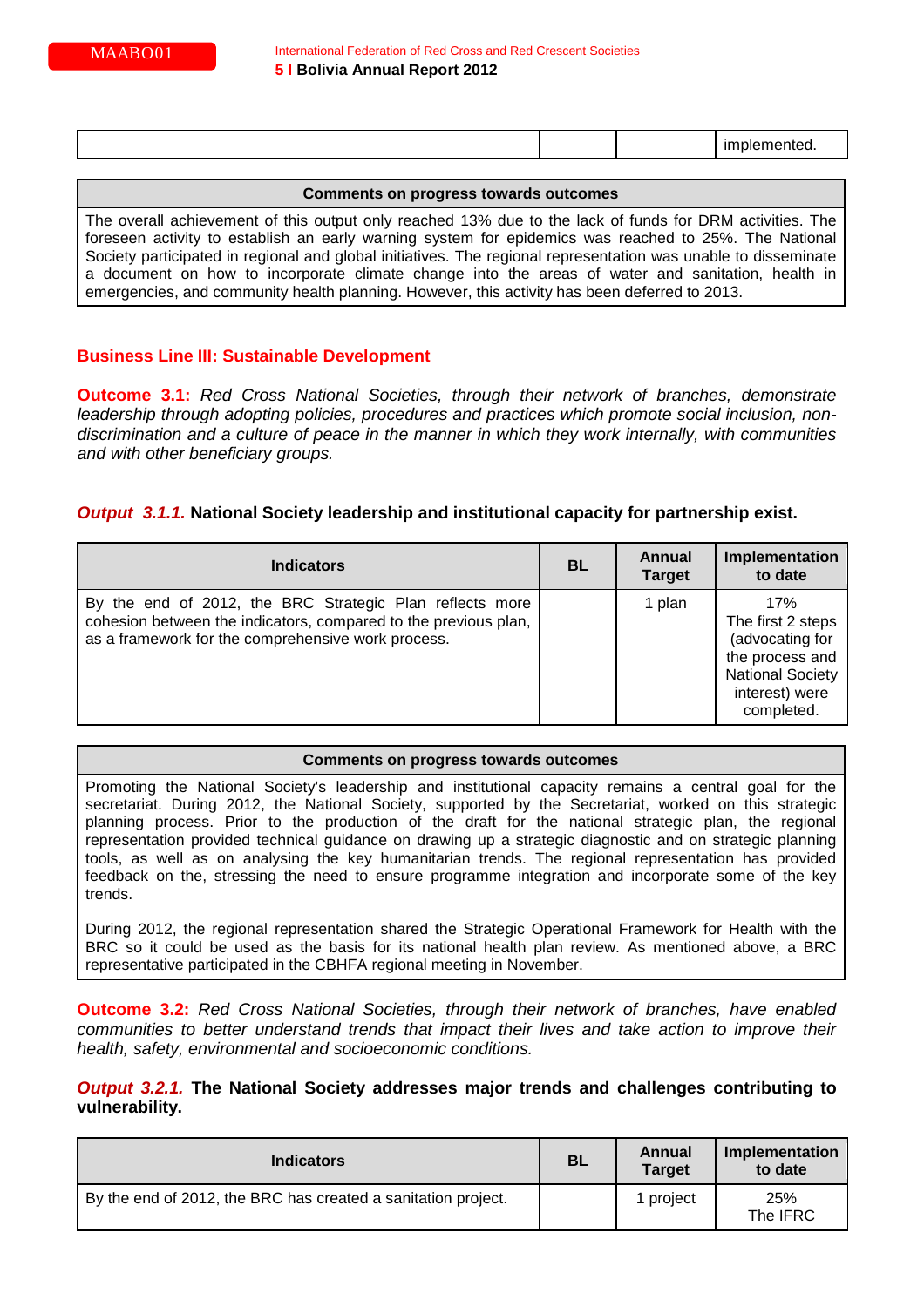| | | | implemented. |
|---|---|---|---|

| Comments on progress towards outcomes |
|---|
| The overall achievement of this output only reached 13% due to the lack of funds for DRM activities. The foreseen activity to establish an early warning system for epidemics was reached to 25%. The National Society participated in regional and global initiatives. The regional representation was unable to disseminate a document on how to incorporate climate change into the areas of water and sanitation, health in emergencies, and community health planning. However, this activity has been deferred to 2013. |

## Business Line III: Sustainable Development

**Outcome 3.1:** *Red Cross National Societies, through their network of branches, demonstrate leadership through adopting policies, procedures and practices which promote social inclusion, non-discrimination and a culture of peace in the manner in which they work internally, with communities and with other beneficiary groups.*

***Output 3.1.1.*** **National Society leadership and institutional capacity for partnership exist.**

| Indicators | BL | Annual Target | Implementation to date |
|---|---|---|---|
| By the end of 2012, the BRC Strategic Plan reflects more cohesion between the indicators, compared to the previous plan, as a framework for the comprehensive work process. | | 1 plan | 17% The first 2 steps (advocating for the process and National Society interest) were completed. |

| Comments on progress towards outcomes |
|---|
| Promoting the National Society's leadership and institutional capacity remains a central goal for the secretariat. During 2012, the National Society, supported by the Secretariat, worked on this strategic planning process. Prior to the production of the draft for the national strategic plan, the regional representation provided technical guidance on drawing up a strategic diagnostic and on strategic planning tools, as well as on analysing the key humanitarian trends. The regional representation has provided feedback on the, stressing the need to ensure programme integration and incorporate some of the key trends.<br><br>During 2012, the regional representation shared the Strategic Operational Framework for Health with the BRC so it could be used as the basis for its national health plan review. As mentioned above, a BRC representative participated in the CBHFA regional meeting in November. |

**Outcome 3.2:** *Red Cross National Societies, through their network of branches, have enabled communities to better understand trends that impact their lives and take action to improve their health, safety, environmental and socioeconomic conditions.*

***Output 3.2.1.*** **The National Society addresses major trends and challenges contributing to vulnerability.**

| Indicators | BL | Annual Target | Implementation to date |
|---|---|---|---|
| By the end of 2012, the BRC has created a sanitation project. | | 1 project | 25% The IFRC |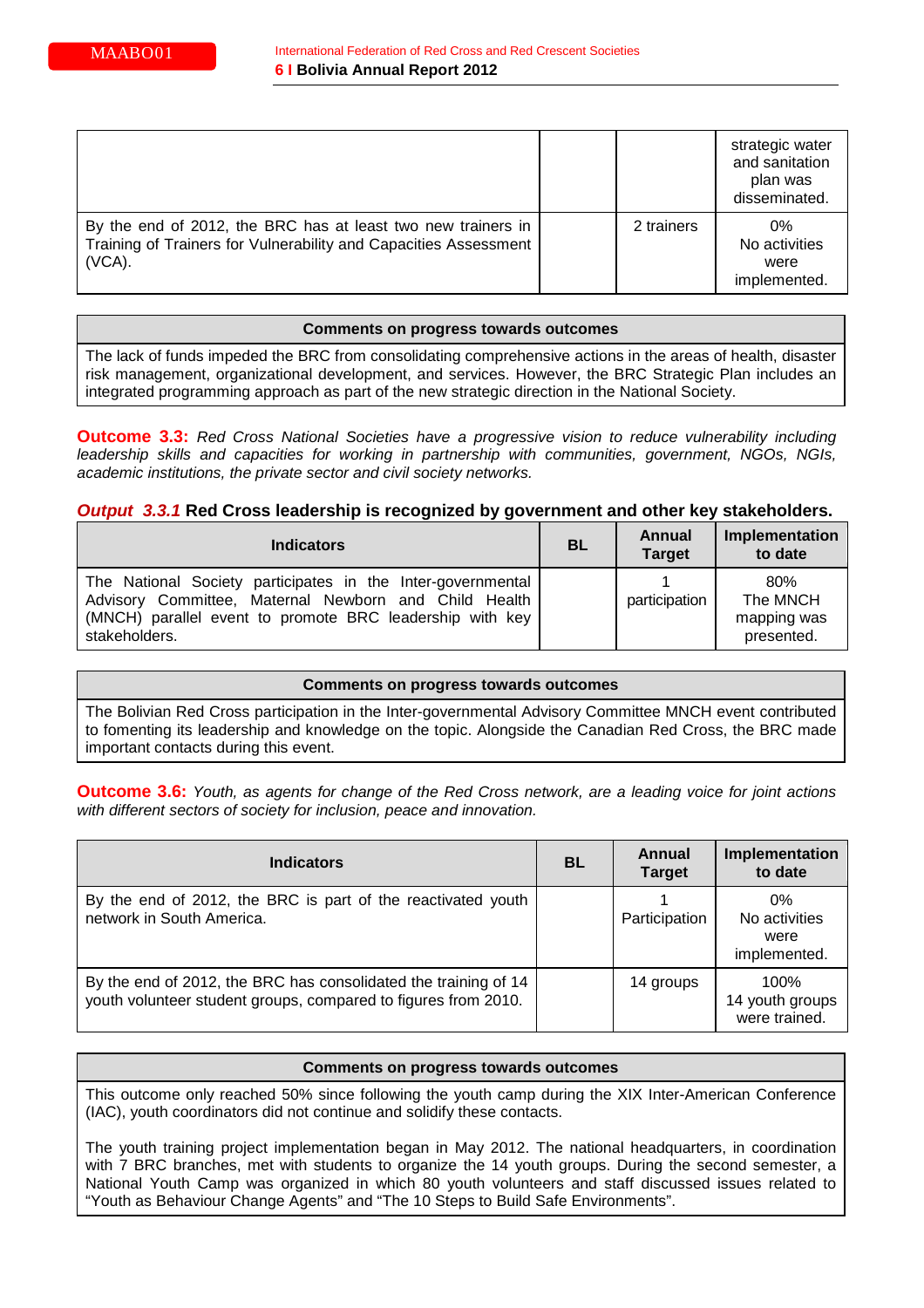| | | | |
|---|---|---|---|
| | | | strategic water and sanitation plan was disseminated. |
| By the end of 2012, the BRC has at least two new trainers in Training of Trainers for Vulnerability and Capacities Assessment (VCA). | | 2 trainers | 0% No activities were implemented. |

| Comments on progress towards outcomes |
|---|
| The lack of funds impeded the BRC from consolidating comprehensive actions in the areas of health, disaster risk management, organizational development, and services. However, the BRC Strategic Plan includes an integrated programming approach as part of the new strategic direction in the National Society. |

**Outcome 3.3:** *Red Cross National Societies have a progressive vision to reduce vulnerability including leadership skills and capacities for working in partnership with communities, government, NGOs, NGIs, academic institutions, the private sector and civil society networks.*

***Output 3.3.1*** **Red Cross leadership is recognized by government and other key stakeholders.**

| Indicators | BL | Annual Target | Implementation to date |
|---|---|---|---|
| The National Society participates in the Inter-governmental Advisory Committee, Maternal Newborn and Child Health (MNCH) parallel event to promote BRC leadership with key stakeholders. | | 1 participation | 80% The MNCH mapping was presented. |

| Comments on progress towards outcomes |
|---|
| The Bolivian Red Cross participation in the Inter-governmental Advisory Committee MNCH event contributed to fomenting its leadership and knowledge on the topic. Alongside the Canadian Red Cross, the BRC made important contacts during this event. |

**Outcome 3.6:** *Youth, as agents for change of the Red Cross network, are a leading voice for joint actions with different sectors of society for inclusion, peace and innovation.*

| Indicators | BL | Annual Target | Implementation to date |
|---|---|---|---|
| By the end of 2012, the BRC is part of the reactivated youth network in South America. | | 1 Participation | 0% No activities were implemented. |
| By the end of 2012, the BRC has consolidated the training of 14 youth volunteer student groups, compared to figures from 2010. | | 14 groups | 100% 14 youth groups were trained. |

| Comments on progress towards outcomes |
|---|
| This outcome only reached 50% since following the youth camp during the XIX Inter-American Conference (IAC), youth coordinators did not continue and solidify these contacts.<br><br>The youth training project implementation began in May 2012. The national headquarters, in coordination with 7 BRC branches, met with students to organize the 14 youth groups. During the second semester, a National Youth Camp was organized in which 80 youth volunteers and staff discussed issues related to "Youth as Behaviour Change Agents" and "The 10 Steps to Build Safe Environments". |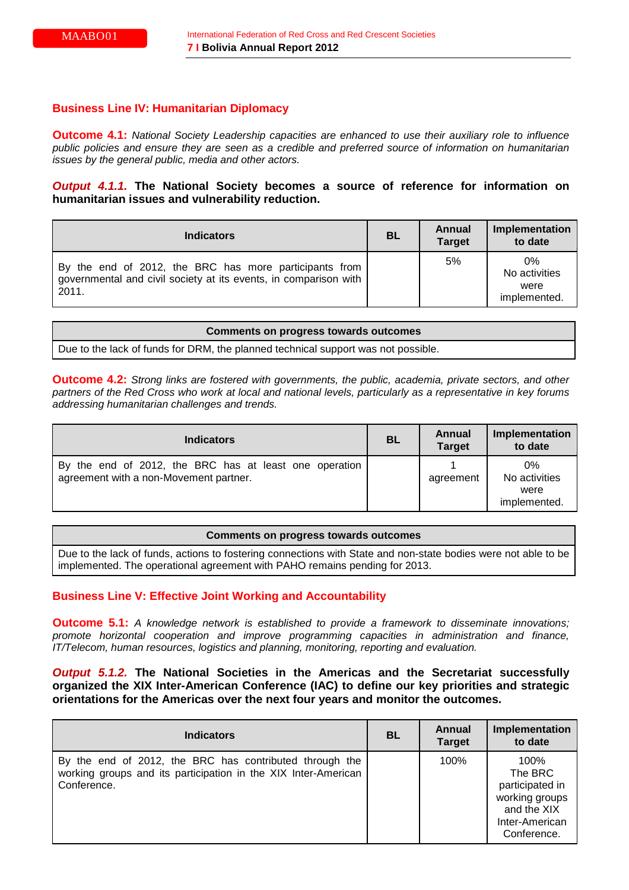## Business Line IV: Humanitarian Diplomacy

**Outcome 4.1:** *National Society Leadership capacities are enhanced to use their auxiliary role to influence public policies and ensure they are seen as a credible and preferred source of information on humanitarian issues by the general public, media and other actors.*

***Output 4.1.1.*** **The National Society becomes a source of reference for information on humanitarian issues and vulnerability reduction.**

| Indicators | BL | Annual Target | Implementation to date |
|---|---|---|---|
| By the end of 2012, the BRC has more participants from governmental and civil society at its events, in comparison with 2011. | | 5% | 0% No activities were implemented. |

| Comments on progress towards outcomes |
|---|
| Due to the lack of funds for DRM, the planned technical support was not possible. |

**Outcome 4.2:** *Strong links are fostered with governments, the public, academia, private sectors, and other partners of the Red Cross who work at local and national levels, particularly as a representative in key forums addressing humanitarian challenges and trends.*

| Indicators | BL | Annual Target | Implementation to date |
|---|---|---|---|
| By the end of 2012, the BRC has at least one operation agreement with a non-Movement partner. | | 1 agreement | 0% No activities were implemented. |

| Comments on progress towards outcomes |
|---|
| Due to the lack of funds, actions to fostering connections with State and non-state bodies were not able to be implemented. The operational agreement with PAHO remains pending for 2013. |

## Business Line V: Effective Joint Working and Accountability

**Outcome 5.1:** *A knowledge network is established to provide a framework to disseminate innovations; promote horizontal cooperation and improve programming capacities in administration and finance, IT/Telecom, human resources, logistics and planning, monitoring, reporting and evaluation.*

***Output 5.1.2.*** **The National Societies in the Americas and the Secretariat successfully organized the XIX Inter-American Conference (IAC) to define our key priorities and strategic orientations for the Americas over the next four years and monitor the outcomes.**

| Indicators | BL | Annual Target | Implementation to date |
|---|---|---|---|
| By the end of 2012, the BRC has contributed through the working groups and its participation in the XIX Inter-American Conference. | | 100% | 100% The BRC participated in working groups and the XIX Inter-American Conference. |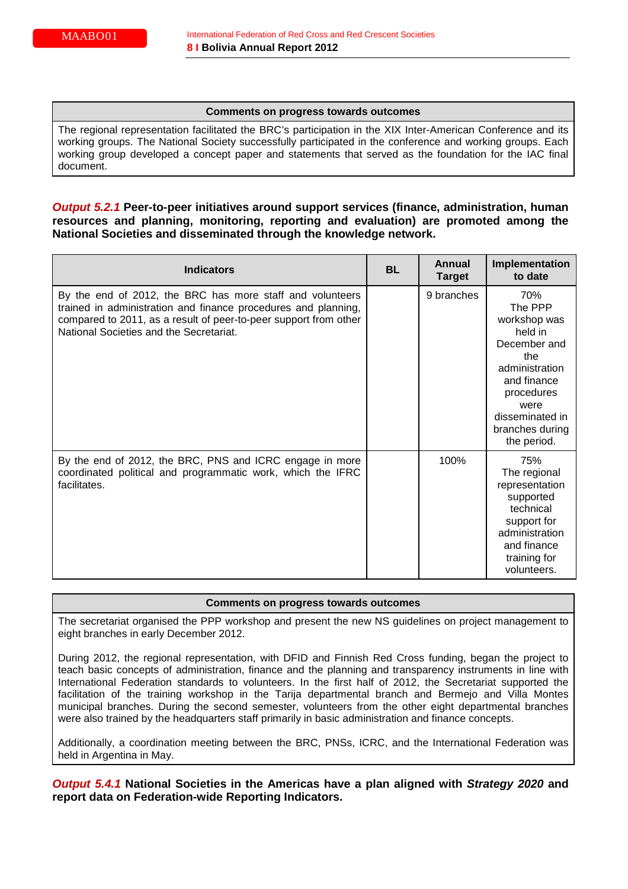| Comments on progress towards outcomes |
| --- |
| The regional representation facilitated the BRC's participation in the XIX Inter-American Conference and its working groups. The National Society successfully participated in the conference and working groups. Each working group developed a concept paper and statements that served as the foundation for the IAC final document. |

***Output 5.2.1*** **Peer-to-peer initiatives around support services (finance, administration, human resources and planning, monitoring, reporting and evaluation) are promoted among the National Societies and disseminated through the knowledge network.**

| Indicators | BL | Annual Target | Implementation to date |
| --- | --- | --- | --- |
| By the end of 2012, the BRC has more staff and volunteers trained in administration and finance procedures and planning, compared to 2011, as a result of peer-to-peer support from other National Societies and the Secretariat. | | 9 branches | 70% The PPP workshop was held in December and the administration and finance procedures were disseminated in branches during the period. |
| By the end of 2012, the BRC, PNS and ICRC engage in more coordinated political and programmatic work, which the IFRC facilitates. | | 100% | 75% The regional representation supported technical support for administration and finance training for volunteers. |

| Comments on progress towards outcomes |
| --- |
| The secretariat organised the PPP workshop and present the new NS guidelines on project management to eight branches in early December 2012.<br><br>During 2012, the regional representation, with DFID and Finnish Red Cross funding, began the project to teach basic concepts of administration, finance and planning and transparency instruments in line with International Federation standards to volunteers. In the first half of 2012, the Secretariat supported the facilitation of the training workshop in the Tarija departmental branch and Bermejo and Villa Montes municipal branches. During the second semester, volunteers from the other eight departmental branches were also trained by the headquarters staff primarily in basic administration and finance concepts.<br><br>Additionally, a coordination meeting between the BRC, PNSs, ICRC, and the International Federation was held in Argentina in May. |

***Output 5.4.1*** **National Societies in the Americas have a plan aligned with *Strategy 2020* and report data on Federation-wide Reporting Indicators.**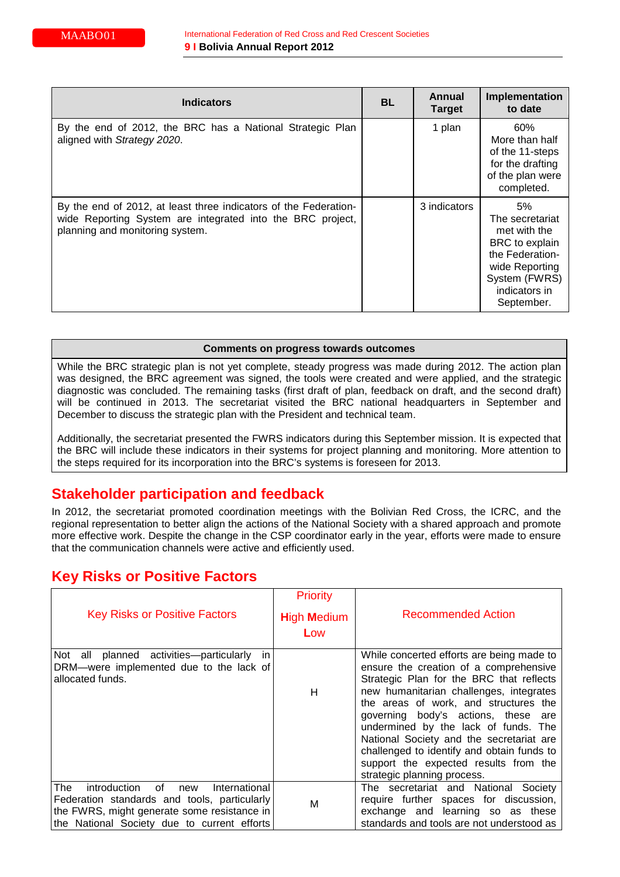| Indicators | BL | Annual Target | Implementation to date |
|---|---|---|---|
| By the end of 2012, the BRC has a National Strategic Plan aligned with *Strategy 2020*. | | 1 plan | 60% More than half of the 11-steps for the drafting of the plan were completed. |
| By the end of 2012, at least three indicators of the Federation-wide Reporting System are integrated into the BRC project, planning and monitoring system. | | 3 indicators | 5% The secretariat met with the BRC to explain the Federation-wide Reporting System (FWRS) indicators in September. |

| Comments on progress towards outcomes |
|---|
| While the BRC strategic plan is not yet complete, steady progress was made during 2012. The action plan was designed, the BRC agreement was signed, the tools were created and were applied, and the strategic diagnostic was concluded. The remaining tasks (first draft of plan, feedback on draft, and the second draft) will be continued in 2013. The secretariat visited the BRC national headquarters in September and December to discuss the strategic plan with the President and technical team.<br><br>Additionally, the secretariat presented the FWRS indicators during this September mission. It is expected that the BRC will include these indicators in their systems for project planning and monitoring. More attention to the steps required for its incorporation into the BRC's systems is foreseen for 2013. |

## Stakeholder participation and feedback

In 2012, the secretariat promoted coordination meetings with the Bolivian Red Cross, the ICRC, and the regional representation to better align the actions of the National Society with a shared approach and promote more effective work. Despite the change in the CSP coordinator early in the year, efforts were made to ensure that the communication channels were active and efficiently used.

## Key Risks or Positive Factors

| Key Risks or Positive Factors | Priority<br>High Medium Low | Recommended Action |
|---|---|---|
| Not all planned activities—particularly in DRM—were implemented due to the lack of allocated funds. | H | While concerted efforts are being made to ensure the creation of a comprehensive Strategic Plan for the BRC that reflects new humanitarian challenges, integrates the areas of work, and structures the governing body's actions, these are undermined by the lack of funds. The National Society and the secretariat are challenged to identify and obtain funds to support the expected results from the strategic planning process. |
| The introduction of new International Federation standards and tools, particularly the FWRS, might generate some resistance in the National Society due to current efforts | M | The secretariat and National Society require further spaces for discussion, exchange and learning so as these standards and tools are not understood as |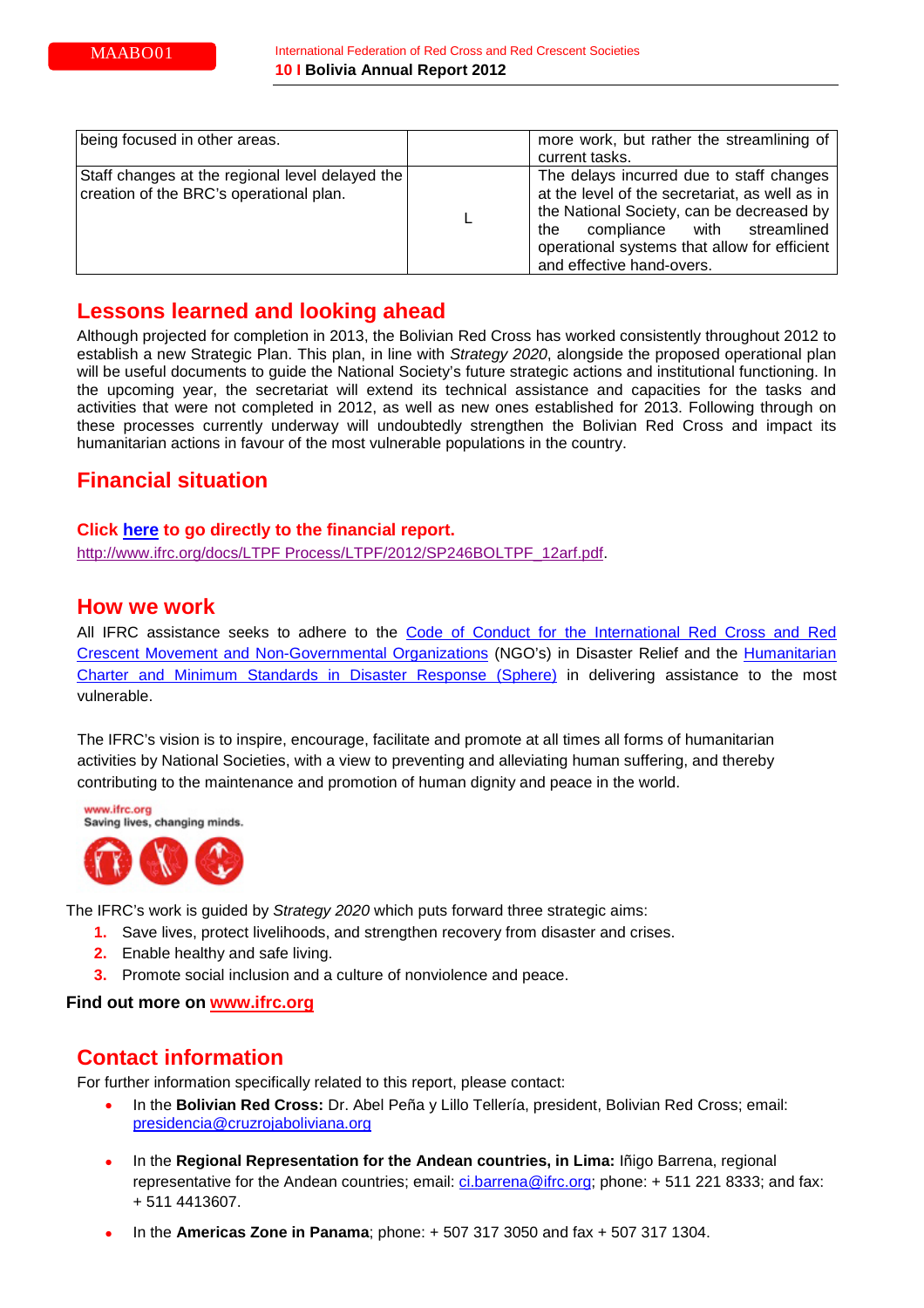| being focused in other areas. | | more work, but rather the streamlining of current tasks. |
|---|---|---|
| Staff changes at the regional level delayed the creation of the BRC's operational plan. | L | The delays incurred due to staff changes at the level of the secretariat, as well as in the National Society, can be decreased by the compliance with streamlined operational systems that allow for efficient and effective hand-overs. |

## Lessons learned and looking ahead

Although projected for completion in 2013, the Bolivian Red Cross has worked consistently throughout 2012 to establish a new Strategic Plan. This plan, in line with *Strategy 2020*, alongside the proposed operational plan will be useful documents to guide the National Society's future strategic actions and institutional functioning. In the upcoming year, the secretariat will extend its technical assistance and capacities for the tasks and activities that were not completed in 2012, as well as new ones established for 2013. Following through on these processes currently underway will undoubtedly strengthen the Bolivian Red Cross and impact its humanitarian actions in favour of the most vulnerable populations in the country.

## Financial situation

**Click here to go directly to the financial report.**
http://www.ifrc.org/docs/LTPF Process/LTPF/2012/SP246BOLTPF_12arf.pdf.

## How we work

All IFRC assistance seeks to adhere to the Code of Conduct for the International Red Cross and Red Crescent Movement and Non-Governmental Organizations (NGO's) in Disaster Relief and the Humanitarian Charter and Minimum Standards in Disaster Response (Sphere) in delivering assistance to the most vulnerable.

The IFRC's vision is to inspire, encourage, facilitate and promote at all times all forms of humanitarian activities by National Societies, with a view to preventing and alleviating human suffering, and thereby contributing to the maintenance and promotion of human dignity and peace in the world.

www.ifrc.org
Saving lives, changing minds.

The IFRC's work is guided by *Strategy 2020* which puts forward three strategic aims:

1. Save lives, protect livelihoods, and strengthen recovery from disaster and crises.
2. Enable healthy and safe living.
3. Promote social inclusion and a culture of nonviolence and peace.

**Find out more on www.ifrc.org**

## Contact information

For further information specifically related to this report, please contact:

- In the **Bolivian Red Cross:** Dr. Abel Peña y Lillo Tellería, president, Bolivian Red Cross; email: presidencia@cruzrojaboliviana.org
- In the **Regional Representation for the Andean countries, in Lima:** Iñigo Barrena, regional representative for the Andean countries; email: ci.barrena@ifrc.org; phone: + 511 221 8333; and fax: + 511 4413607.
- In the **Americas Zone in Panama**; phone: + 507 317 3050 and fax + 507 317 1304.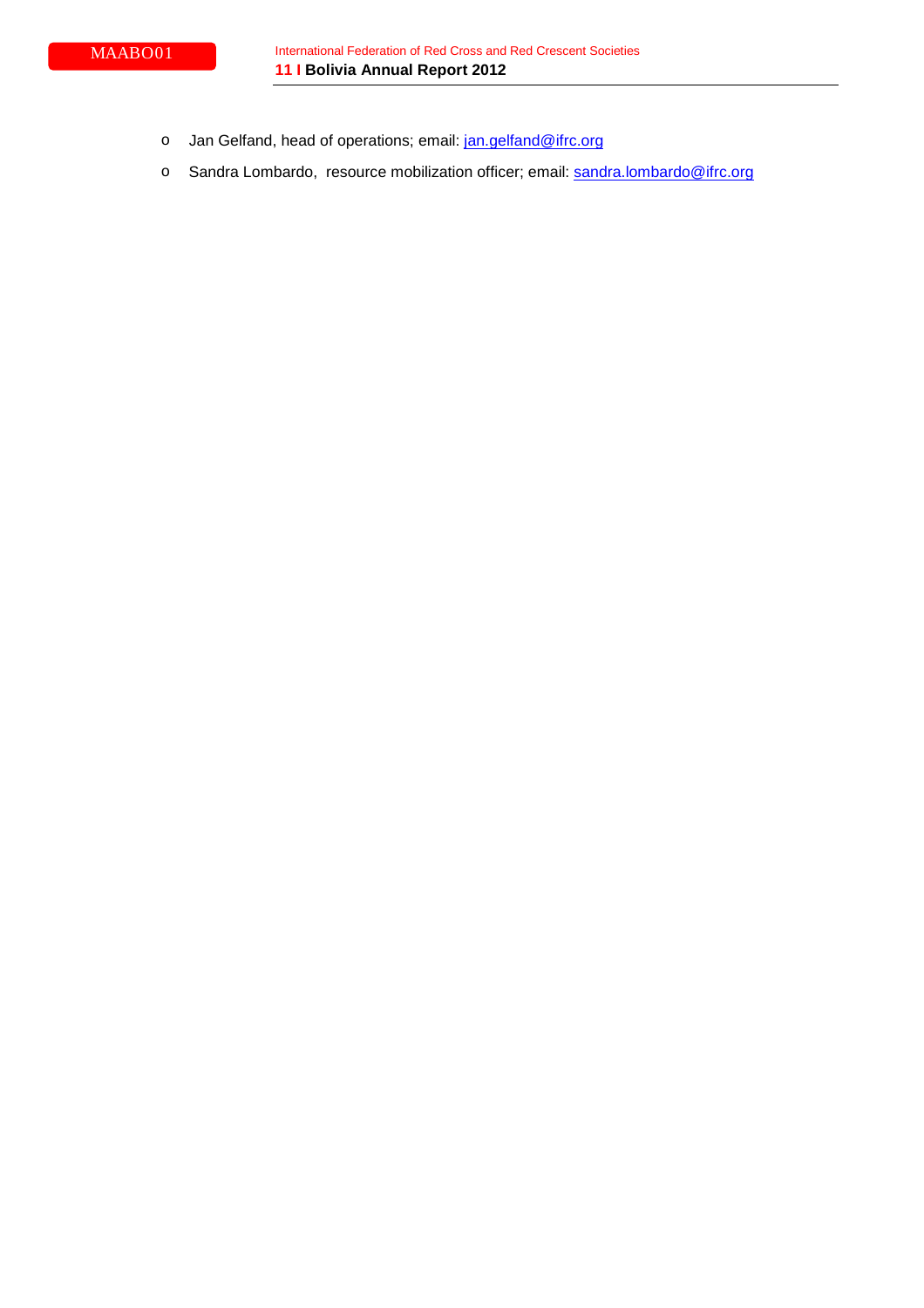- Jan Gelfand, head of operations; email: jan.gelfand@ifrc.org
- Sandra Lombardo, resource mobilization officer; email: sandra.lombardo@ifrc.org